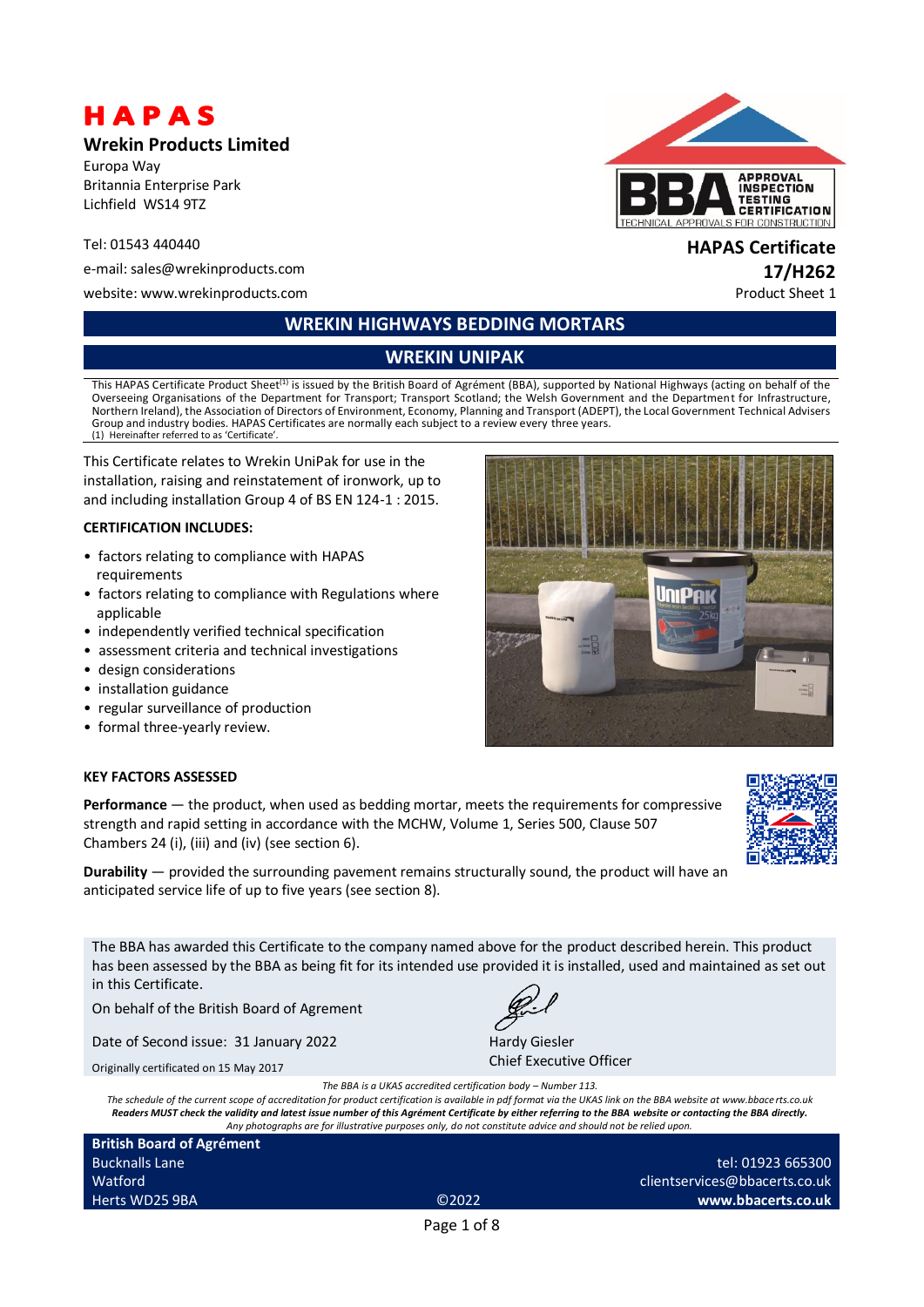# HAPAS

**Wrekin Products Limited**

Europa Way
Britannia Enterprise Park
Lichfield WS14 9TZ

Tel: 01543 440440

e-mail: sales@wrekinproducts.com

website: www.wrekinproducts.com

**HAPAS Certificate 17/H262**

Product Sheet 1

## WREKIN HIGHWAYS BEDDING MORTARS

## WREKIN UNIPAK

This HAPAS Certificate Product Sheet[1] is issued by the British Board of Agrément (BBA), supported by National Highways (acting on behalf of the Overseeing Organisations of the Department for Transport; Transport Scotland; the Welsh Government and the Department for Infrastructure, Northern Ireland), the Association of Directors of Environment, Economy, Planning and Transport (ADEPT), the Local Government Technical Advisers Group and industry bodies. HAPAS Certificates are normally each subject to a review every three years.

(1) Hereinafter referred to as 'Certificate'.

This Certificate relates to Wrekin UniPak for use in the installation, raising and reinstatement of ironwork, up to and including installation Group 4 of BS EN 124-1 : 2015.

**CERTIFICATION INCLUDES:**

- factors relating to compliance with HAPAS requirements
- factors relating to compliance with Regulations where applicable
- independently verified technical specification
- assessment criteria and technical investigations
- design considerations
- installation guidance
- regular surveillance of production
- formal three-yearly review.

**KEY FACTORS ASSESSED**

**Performance** — the product, when used as bedding mortar, meets the requirements for compressive strength and rapid setting in accordance with the MCHW, Volume 1, Series 500, Clause 507 Chambers 24 (i), (iii) and (iv) (see section 6).

**Durability** — provided the surrounding pavement remains structurally sound, the product will have an anticipated service life of up to five years (see section 8).

The BBA has awarded this Certificate to the company named above for the product described herein. This product has been assessed by the BBA as being fit for its intended use provided it is installed, used and maintained as set out in this Certificate.

On behalf of the British Board of Agrement

Date of Second issue: 31 January 2022

Originally certificated on 15 May 2017

Hardy Giesler
Chief Executive Officer

*The BBA is a UKAS accredited certification body – Number 113.*

*The schedule of the current scope of accreditation for product certification is available in pdf format via the UKAS link on the BBA website at www.bbacerts.co.uk*

***Readers MUST check the validity and latest issue number of this Agrément Certificate by either referring to the BBA website or contacting the BBA directly.***

*Any photographs are for illustrative purposes only, do not constitute advice and should not be relied upon.*

**British Board of Agrément**
Bucknalls Lane
Watford
Herts WD25 9BA

©2022

tel: 01923 665300
clientservices@bbacerts.co.uk
**www.bbacerts.co.uk**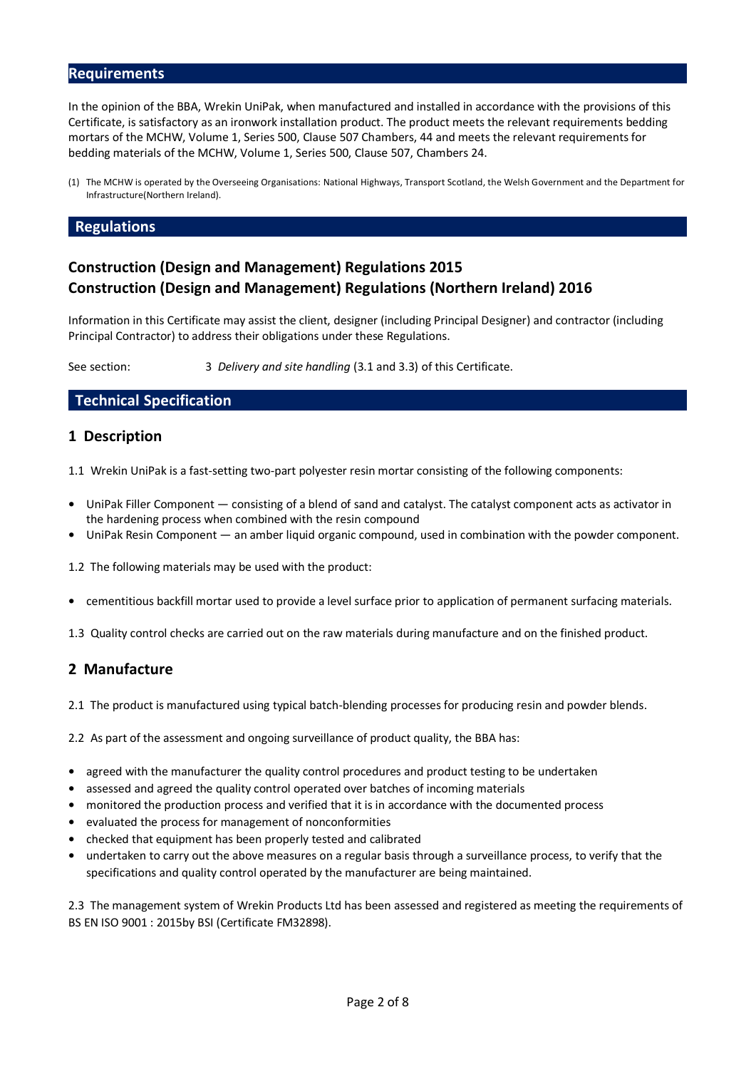## Requirements

In the opinion of the BBA, Wrekin UniPak, when manufactured and installed in accordance with the provisions of this Certificate, is satisfactory as an ironwork installation product. The product meets the relevant requirements bedding mortars of the MCHW, Volume 1, Series 500, Clause 507 Chambers, 44 and meets the relevant requirements for bedding materials of the MCHW, Volume 1, Series 500, Clause 507, Chambers 24.

(1) The MCHW is operated by the Overseeing Organisations: National Highways, Transport Scotland, the Welsh Government and the Department for Infrastructure(Northern Ireland).

## Regulations

### Construction (Design and Management) Regulations 2015
### Construction (Design and Management) Regulations (Northern Ireland) 2016

Information in this Certificate may assist the client, designer (including Principal Designer) and contractor (including Principal Contractor) to address their obligations under these Regulations.

See section: 3 *Delivery and site handling* (3.1 and 3.3) of this Certificate.

## Technical Specification

### 1 Description

1.1 Wrekin UniPak is a fast-setting two-part polyester resin mortar consisting of the following components:

- UniPak Filler Component — consisting of a blend of sand and catalyst. The catalyst component acts as activator in the hardening process when combined with the resin compound
- UniPak Resin Component — an amber liquid organic compound, used in combination with the powder component.

1.2 The following materials may be used with the product:

- cementitious backfill mortar used to provide a level surface prior to application of permanent surfacing materials.

1.3 Quality control checks are carried out on the raw materials during manufacture and on the finished product.

### 2 Manufacture

2.1 The product is manufactured using typical batch-blending processes for producing resin and powder blends.

2.2 As part of the assessment and ongoing surveillance of product quality, the BBA has:

- agreed with the manufacturer the quality control procedures and product testing to be undertaken
- assessed and agreed the quality control operated over batches of incoming materials
- monitored the production process and verified that it is in accordance with the documented process
- evaluated the process for management of nonconformities
- checked that equipment has been properly tested and calibrated
- undertaken to carry out the above measures on a regular basis through a surveillance process, to verify that the specifications and quality control operated by the manufacturer are being maintained.

2.3 The management system of Wrekin Products Ltd has been assessed and registered as meeting the requirements of BS EN ISO 9001 : 2015by BSI (Certificate FM32898).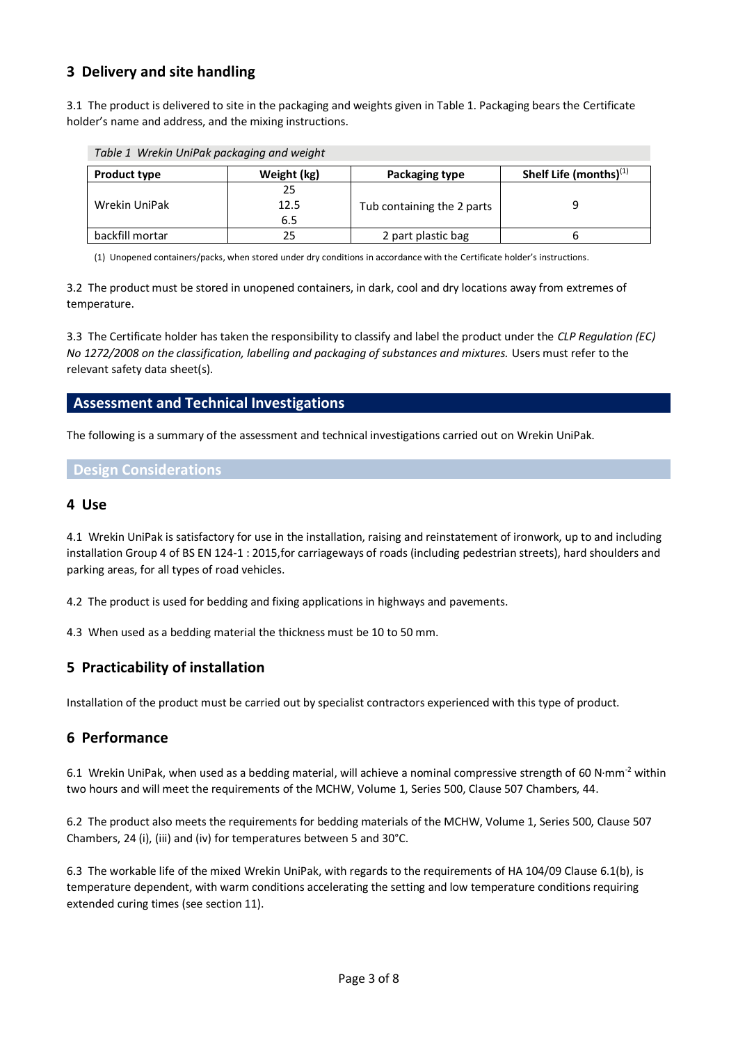## 3 Delivery and site handling

3.1 The product is delivered to site in the packaging and weights given in Table 1. Packaging bears the Certificate holder's name and address, and the mixing instructions.

*Table 1 Wrekin UniPak packaging and weight*

| Product type | Weight (kg) | Packaging type | Shelf Life (months)[1] |
|---|---|---|---|
| Wrekin UniPak | 25<br>12.5<br>6.5 | Tub containing the 2 parts | 9 |
| backfill mortar | 25 | 2 part plastic bag | 6 |

(1) Unopened containers/packs, when stored under dry conditions in accordance with the Certificate holder's instructions.

3.2 The product must be stored in unopened containers, in dark, cool and dry locations away from extremes of temperature.

3.3 The Certificate holder has taken the responsibility to classify and label the product under the *CLP Regulation (EC) No 1272/2008 on the classification, labelling and packaging of substances and mixtures.* Users must refer to the relevant safety data sheet(s).

# Assessment and Technical Investigations

The following is a summary of the assessment and technical investigations carried out on Wrekin UniPak.

## Design Considerations

## 4 Use

4.1 Wrekin UniPak is satisfactory for use in the installation, raising and reinstatement of ironwork, up to and including installation Group 4 of BS EN 124-1 : 2015,for carriageways of roads (including pedestrian streets), hard shoulders and parking areas, for all types of road vehicles.

4.2 The product is used for bedding and fixing applications in highways and pavements.

4.3 When used as a bedding material the thickness must be 10 to 50 mm.

## 5 Practicability of installation

Installation of the product must be carried out by specialist contractors experienced with this type of product.

## 6 Performance

6.1 Wrekin UniPak, when used as a bedding material, will achieve a nominal compressive strength of 60 $N{\cdot}mm^{-2}$ within two hours and will meet the requirements of the MCHW, Volume 1, Series 500, Clause 507 Chambers, 44.

6.2 The product also meets the requirements for bedding materials of the MCHW, Volume 1, Series 500, Clause 507 Chambers, 24 (i), (iii) and (iv) for temperatures between 5 and 30°C.

6.3 The workable life of the mixed Wrekin UniPak, with regards to the requirements of HA 104/09 Clause 6.1(b), is temperature dependent, with warm conditions accelerating the setting and low temperature conditions requiring extended curing times (see section 11).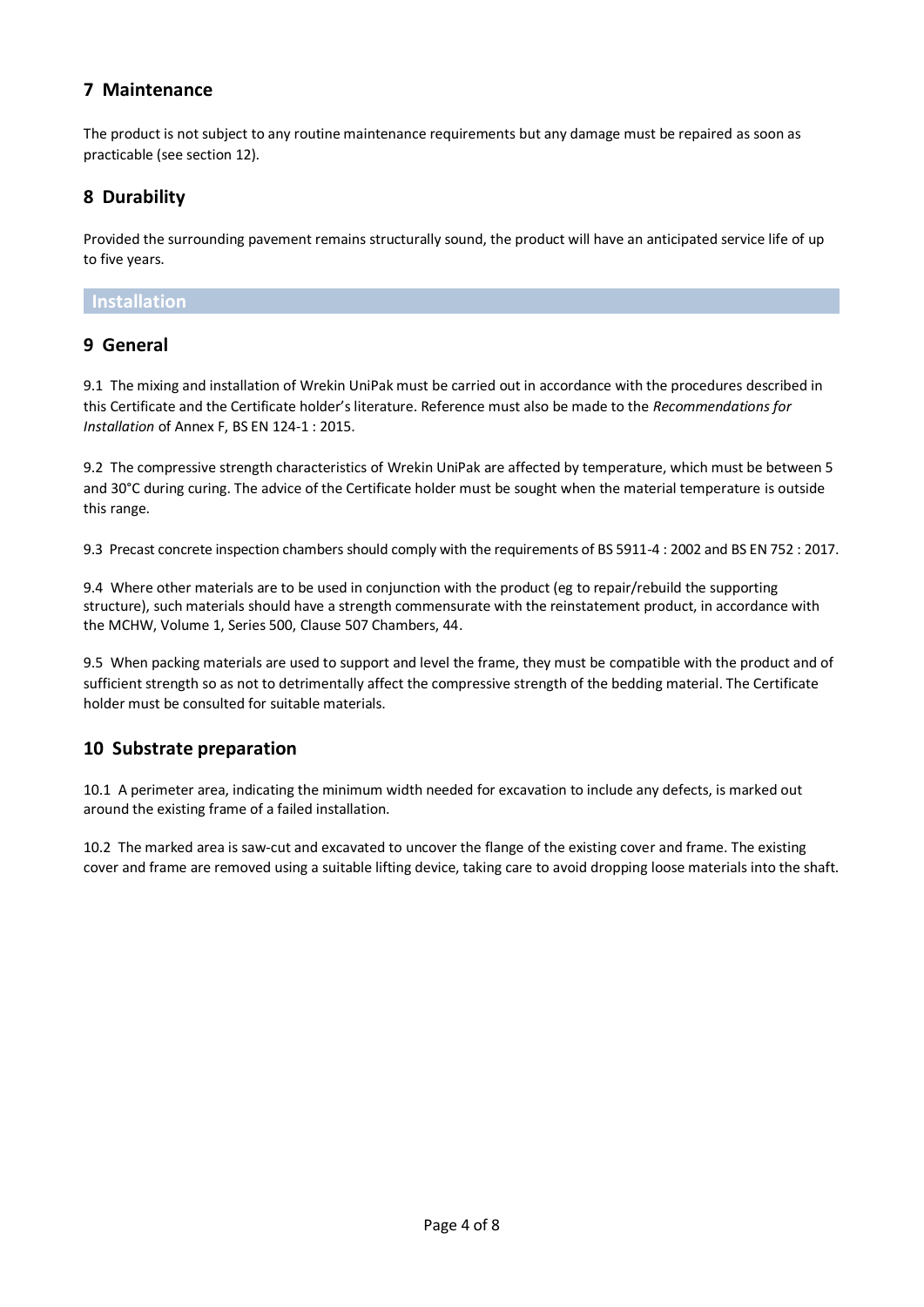## 7 Maintenance

The product is not subject to any routine maintenance requirements but any damage must be repaired as soon as practicable (see section 12).

## 8 Durability

Provided the surrounding pavement remains structurally sound, the product will have an anticipated service life of up to five years.

# Installation

## 9 General

9.1 The mixing and installation of Wrekin UniPak must be carried out in accordance with the procedures described in this Certificate and the Certificate holder's literature. Reference must also be made to the *Recommendations for Installation* of Annex F, BS EN 124-1 : 2015.

9.2 The compressive strength characteristics of Wrekin UniPak are affected by temperature, which must be between 5 and 30°C during curing. The advice of the Certificate holder must be sought when the material temperature is outside this range.

9.3 Precast concrete inspection chambers should comply with the requirements of BS 5911-4 : 2002 and BS EN 752 : 2017.

9.4 Where other materials are to be used in conjunction with the product (eg to repair/rebuild the supporting structure), such materials should have a strength commensurate with the reinstatement product, in accordance with the MCHW, Volume 1, Series 500, Clause 507 Chambers, 44.

9.5 When packing materials are used to support and level the frame, they must be compatible with the product and of sufficient strength so as not to detrimentally affect the compressive strength of the bedding material. The Certificate holder must be consulted for suitable materials.

## 10 Substrate preparation

10.1 A perimeter area, indicating the minimum width needed for excavation to include any defects, is marked out around the existing frame of a failed installation.

10.2 The marked area is saw-cut and excavated to uncover the flange of the existing cover and frame. The existing cover and frame are removed using a suitable lifting device, taking care to avoid dropping loose materials into the shaft.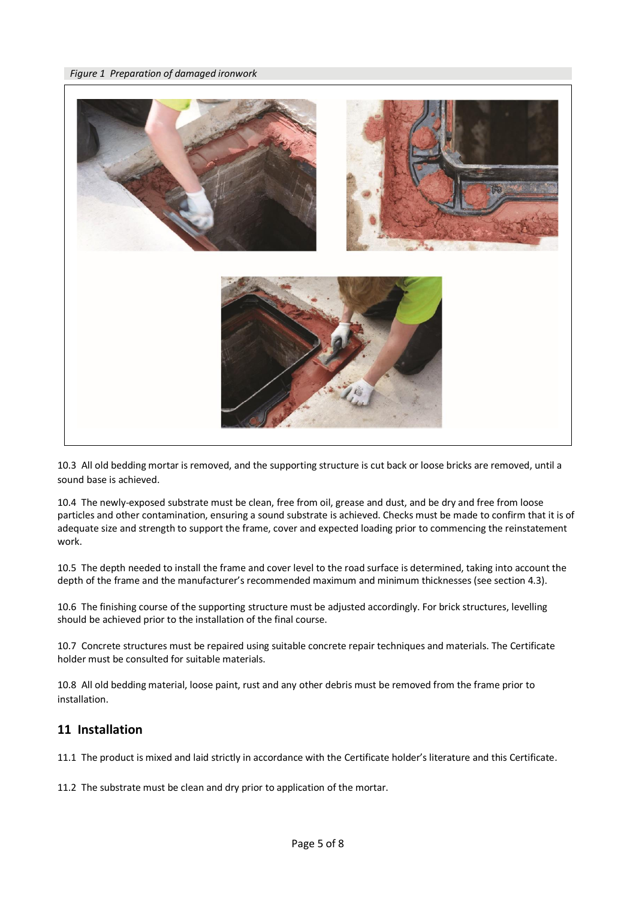*Figure 1 Preparation of damaged ironwork*

10.3 All old bedding mortar is removed, and the supporting structure is cut back or loose bricks are removed, until a sound base is achieved.

10.4 The newly-exposed substrate must be clean, free from oil, grease and dust, and be dry and free from loose particles and other contamination, ensuring a sound substrate is achieved. Checks must be made to confirm that it is of adequate size and strength to support the frame, cover and expected loading prior to commencing the reinstatement work.

10.5 The depth needed to install the frame and cover level to the road surface is determined, taking into account the depth of the frame and the manufacturer's recommended maximum and minimum thicknesses (see section 4.3).

10.6 The finishing course of the supporting structure must be adjusted accordingly. For brick structures, levelling should be achieved prior to the installation of the final course.

10.7 Concrete structures must be repaired using suitable concrete repair techniques and materials. The Certificate holder must be consulted for suitable materials.

10.8 All old bedding material, loose paint, rust and any other debris must be removed from the frame prior to installation.

## 11 Installation

11.1 The product is mixed and laid strictly in accordance with the Certificate holder's literature and this Certificate.

11.2 The substrate must be clean and dry prior to application of the mortar.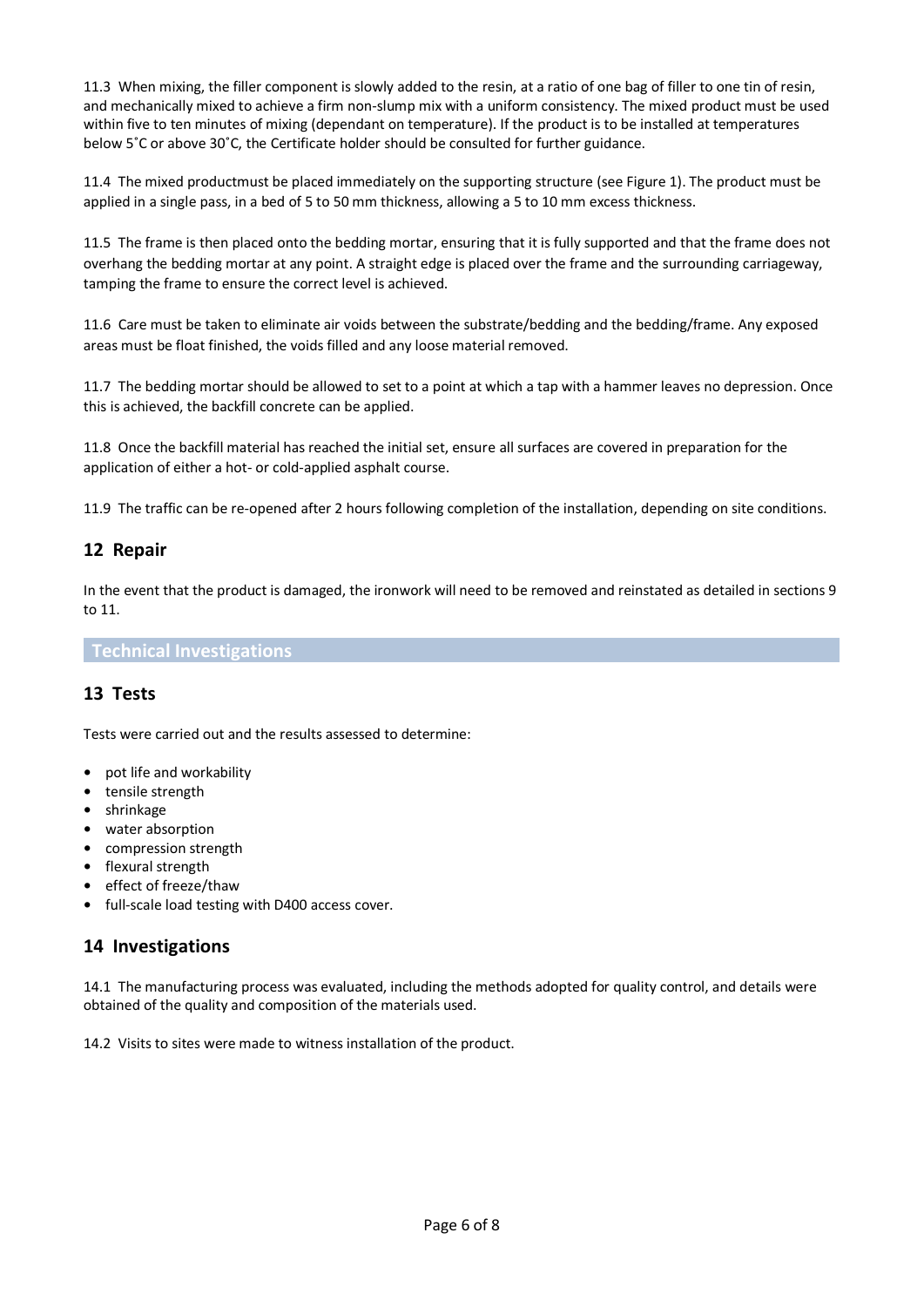11.3 When mixing, the filler component is slowly added to the resin, at a ratio of one bag of filler to one tin of resin, and mechanically mixed to achieve a firm non-slump mix with a uniform consistency. The mixed product must be used within five to ten minutes of mixing (dependant on temperature). If the product is to be installed at temperatures below 5˚C or above 30˚C, the Certificate holder should be consulted for further guidance.

11.4 The mixed productmust be placed immediately on the supporting structure (see Figure 1). The product must be applied in a single pass, in a bed of 5 to 50 mm thickness, allowing a 5 to 10 mm excess thickness.

11.5 The frame is then placed onto the bedding mortar, ensuring that it is fully supported and that the frame does not overhang the bedding mortar at any point. A straight edge is placed over the frame and the surrounding carriageway, tamping the frame to ensure the correct level is achieved.

11.6 Care must be taken to eliminate air voids between the substrate/bedding and the bedding/frame. Any exposed areas must be float finished, the voids filled and any loose material removed.

11.7 The bedding mortar should be allowed to set to a point at which a tap with a hammer leaves no depression. Once this is achieved, the backfill concrete can be applied.

11.8 Once the backfill material has reached the initial set, ensure all surfaces are covered in preparation for the application of either a hot- or cold-applied asphalt course.

11.9 The traffic can be re-opened after 2 hours following completion of the installation, depending on site conditions.

## 12 Repair

In the event that the product is damaged, the ironwork will need to be removed and reinstated as detailed in sections 9 to 11.

# Technical Investigations

## 13 Tests

Tests were carried out and the results assessed to determine:

- pot life and workability
- tensile strength
- shrinkage
- water absorption
- compression strength
- flexural strength
- effect of freeze/thaw
- full-scale load testing with D400 access cover.

## 14 Investigations

14.1 The manufacturing process was evaluated, including the methods adopted for quality control, and details were obtained of the quality and composition of the materials used.

14.2 Visits to sites were made to witness installation of the product.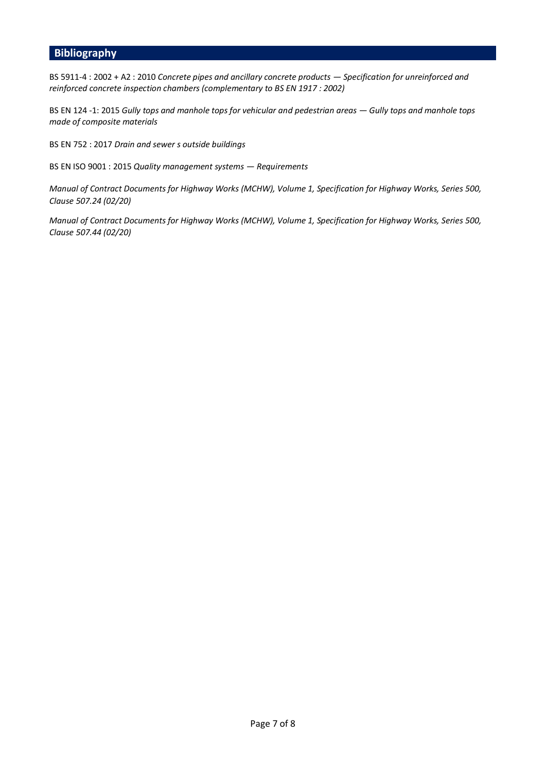## Bibliography

BS 5911-4 : 2002 + A2 : 2010 *Concrete pipes and ancillary concrete products — Specification for unreinforced and reinforced concrete inspection chambers (complementary to BS EN 1917 : 2002)*

BS EN 124 -1: 2015 *Gully tops and manhole tops for vehicular and pedestrian areas — Gully tops and manhole tops made of composite materials*

BS EN 752 : 2017 *Drain and sewer s outside buildings*

BS EN ISO 9001 : 2015 *Quality management systems — Requirements*

*Manual of Contract Documents for Highway Works (MCHW), Volume 1, Specification for Highway Works, Series 500, Clause 507.24 (02/20)*

*Manual of Contract Documents for Highway Works (MCHW), Volume 1, Specification for Highway Works, Series 500, Clause 507.44 (02/20)*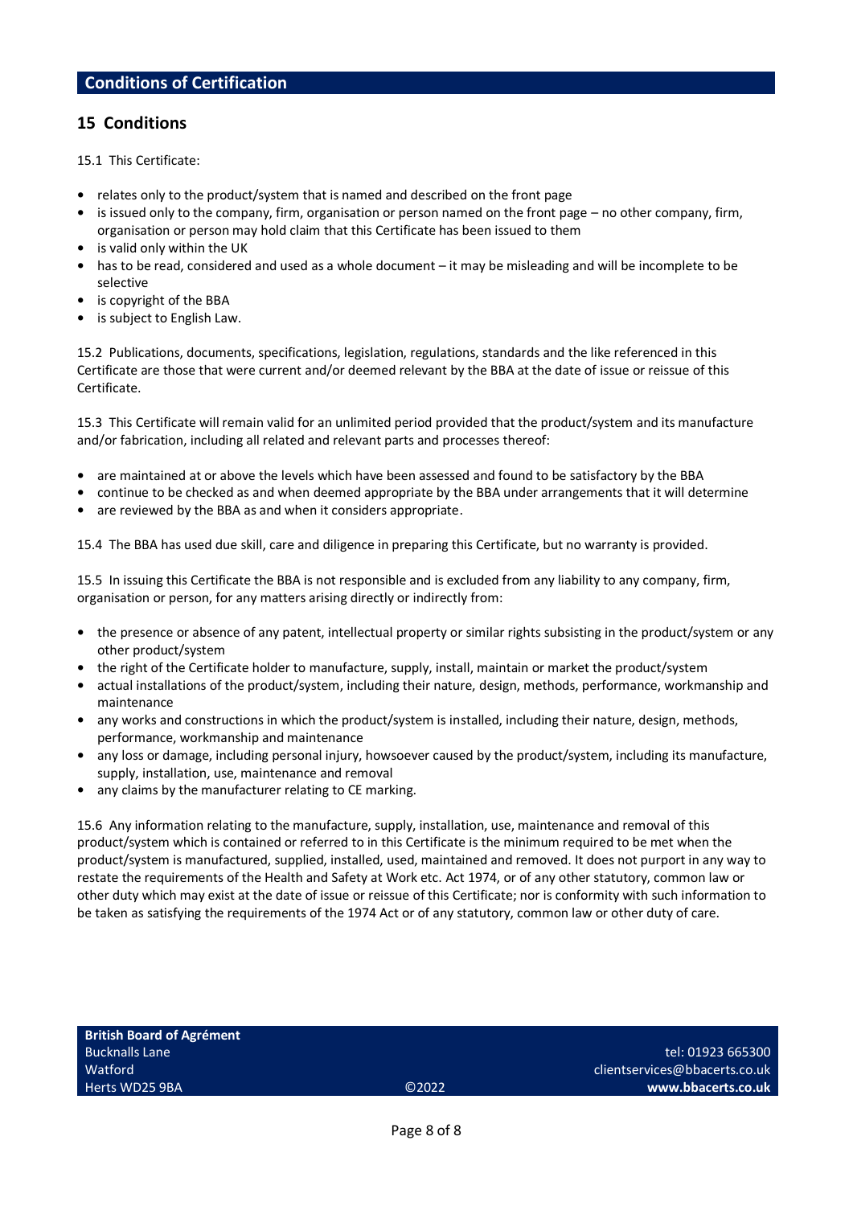## Conditions of Certification

### 15 Conditions

15.1 This Certificate:

- relates only to the product/system that is named and described on the front page
- is issued only to the company, firm, organisation or person named on the front page – no other company, firm, organisation or person may hold claim that this Certificate has been issued to them
- is valid only within the UK
- has to be read, considered and used as a whole document – it may be misleading and will be incomplete to be selective
- is copyright of the BBA
- is subject to English Law.

15.2 Publications, documents, specifications, legislation, regulations, standards and the like referenced in this Certificate are those that were current and/or deemed relevant by the BBA at the date of issue or reissue of this Certificate.

15.3 This Certificate will remain valid for an unlimited period provided that the product/system and its manufacture and/or fabrication, including all related and relevant parts and processes thereof:

- are maintained at or above the levels which have been assessed and found to be satisfactory by the BBA
- continue to be checked as and when deemed appropriate by the BBA under arrangements that it will determine
- are reviewed by the BBA as and when it considers appropriate.

15.4 The BBA has used due skill, care and diligence in preparing this Certificate, but no warranty is provided.

15.5 In issuing this Certificate the BBA is not responsible and is excluded from any liability to any company, firm, organisation or person, for any matters arising directly or indirectly from:

- the presence or absence of any patent, intellectual property or similar rights subsisting in the product/system or any other product/system
- the right of the Certificate holder to manufacture, supply, install, maintain or market the product/system
- actual installations of the product/system, including their nature, design, methods, performance, workmanship and maintenance
- any works and constructions in which the product/system is installed, including their nature, design, methods, performance, workmanship and maintenance
- any loss or damage, including personal injury, howsoever caused by the product/system, including its manufacture, supply, installation, use, maintenance and removal
- any claims by the manufacturer relating to CE marking.

15.6 Any information relating to the manufacture, supply, installation, use, maintenance and removal of this product/system which is contained or referred to in this Certificate is the minimum required to be met when the product/system is manufactured, supplied, installed, used, maintained and removed. It does not purport in any way to restate the requirements of the Health and Safety at Work etc. Act 1974, or of any other statutory, common law or other duty which may exist at the date of issue or reissue of this Certificate; nor is conformity with such information to be taken as satisfying the requirements of the 1974 Act or of any statutory, common law or other duty of care.

**British Board of Agrément**
Bucknalls Lane
Watford
Herts WD25 9BA

©2022

tel: 01923 665300
clientservices@bbacerts.co.uk
**www.bbacerts.co.uk**